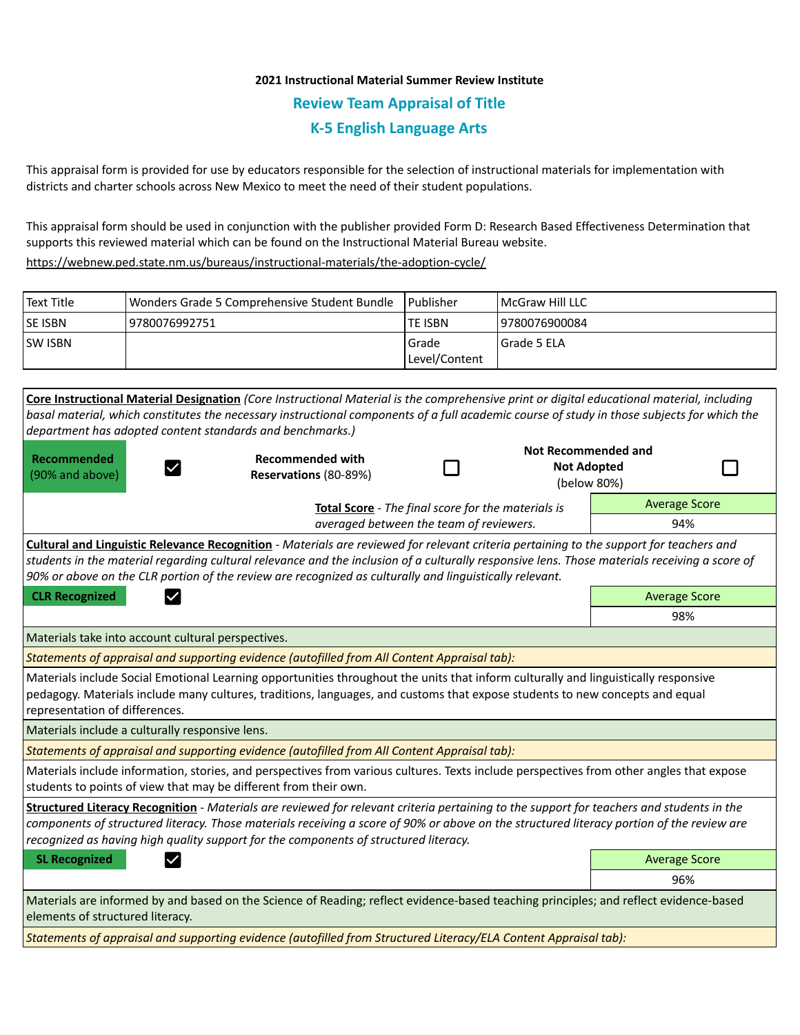**2021 Instructional Material Summer Review Institute**

## Review Team Appraisal of Title

## K-5 English Language Arts

This appraisal form is provided for use by educators responsible for the selection of instructional materials for implementation with districts and charter schools across New Mexico to meet the need of their student populations.

This appraisal form should be used in conjunction with the publisher provided Form D: Research Based Effectiveness Determination that supports this reviewed material which can be found on the Instructional Material Bureau website.

https://webnew.ped.state.nm.us/bureaus/instructional-materials/the-adoption-cycle/

| Text Title | Wonders Grade 5 Comprehensive Student Bundle | Publisher | McGraw Hill LLC |
|---|---|---|---|
| SE ISBN | 9780076992751 | TE ISBN | 9780076900084 |
| SW ISBN | | Grade Level/Content | Grade 5 ELA |

**Core Instructional Material Designation** *(Core Instructional Material is the comprehensive print or digital educational material, including basal material, which constitutes the necessary instructional components of a full academic course of study in those subjects for which the department has adopted content standards and benchmarks.)*

| **Recommended** (90% and above) | ☑ | **Recommended with Reservations** (80-89%) | ☐ | **Not Recommended and Not Adopted** (below 80%) | ☐ |
|---|---|---|---|---|---|

**Total Score** - *The final score for the materials is averaged between the team of reviewers.*

| Average Score |
|---|
| 94% |

**Cultural and Linguistic Relevance Recognition** - *Materials are reviewed for relevant criteria pertaining to the support for teachers and students in the material regarding cultural relevance and the inclusion of a culturally responsive lens. Those materials receiving a score of 90% or above on the CLR portion of the review are recognized as culturally and linguistically relevant.*

**CLR Recognized** ☑

| Average Score |
|---|
| 98% |

Materials take into account cultural perspectives.

*Statements of appraisal and supporting evidence (autofilled from All Content Appraisal tab):*

Materials include Social Emotional Learning opportunities throughout the units that inform culturally and linguistically responsive pedagogy. Materials include many cultures, traditions, languages, and customs that expose students to new concepts and equal representation of differences.

Materials include a culturally responsive lens.

*Statements of appraisal and supporting evidence (autofilled from All Content Appraisal tab):*

Materials include information, stories, and perspectives from various cultures. Texts include perspectives from other angles that expose students to points of view that may be different from their own.

**Structured Literacy Recognition** - *Materials are reviewed for relevant criteria pertaining to the support for teachers and students in the components of structured literacy. Those materials receiving a score of 90% or above on the structured literacy portion of the review are recognized as having high quality support for the components of structured literacy.*

**SL Recognized** ☑

| Average Score |
|---|
| 96% |

Materials are informed by and based on the Science of Reading; reflect evidence-based teaching principles; and reflect evidence-based elements of structured literacy.

*Statements of appraisal and supporting evidence (autofilled from Structured Literacy/ELA Content Appraisal tab):*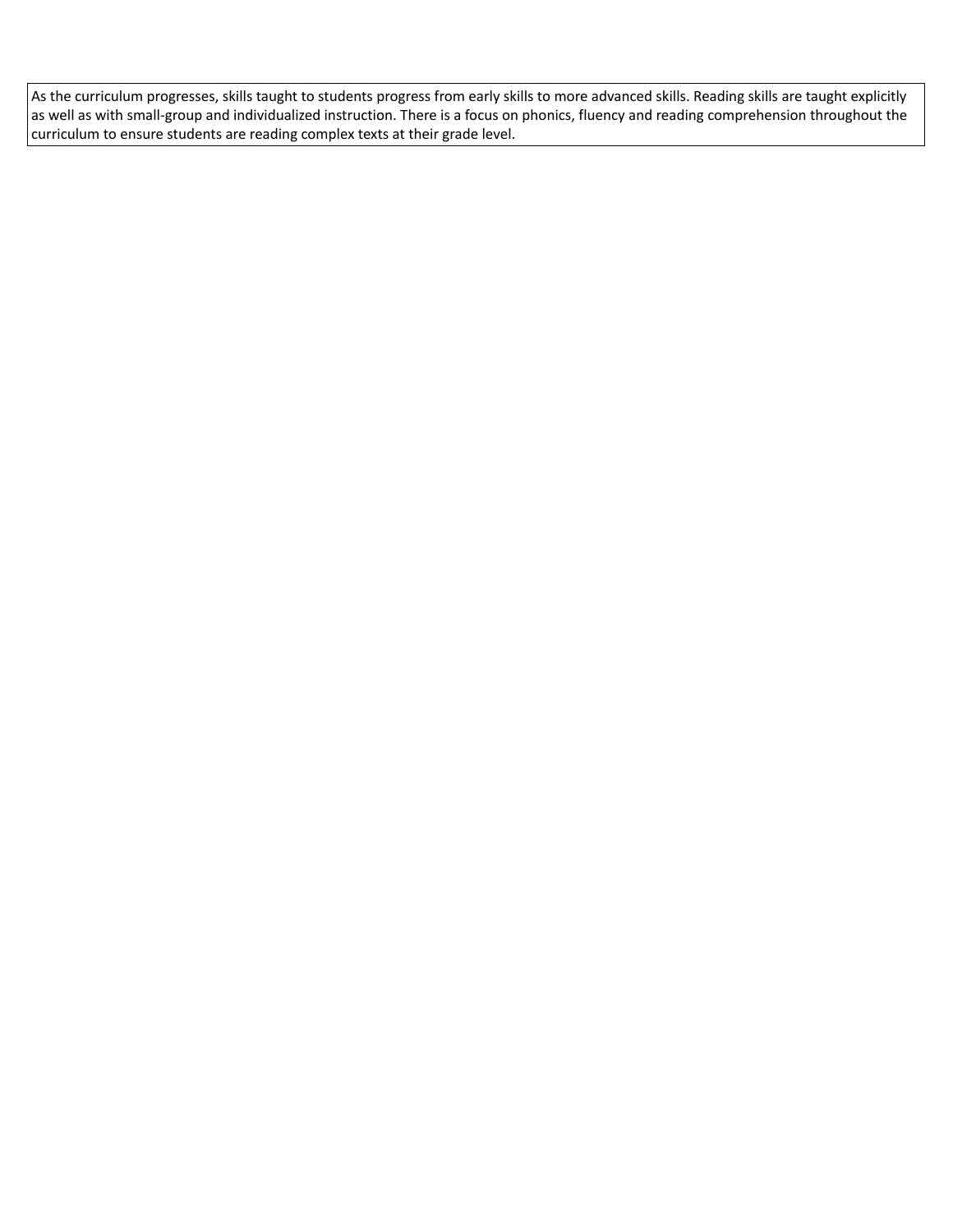As the curriculum progresses, skills taught to students progress from early skills to more advanced skills. Reading skills are taught explicitly as well as with small-group and individualized instruction. There is a focus on phonics, fluency and reading comprehension throughout the curriculum to ensure students are reading complex texts at their grade level.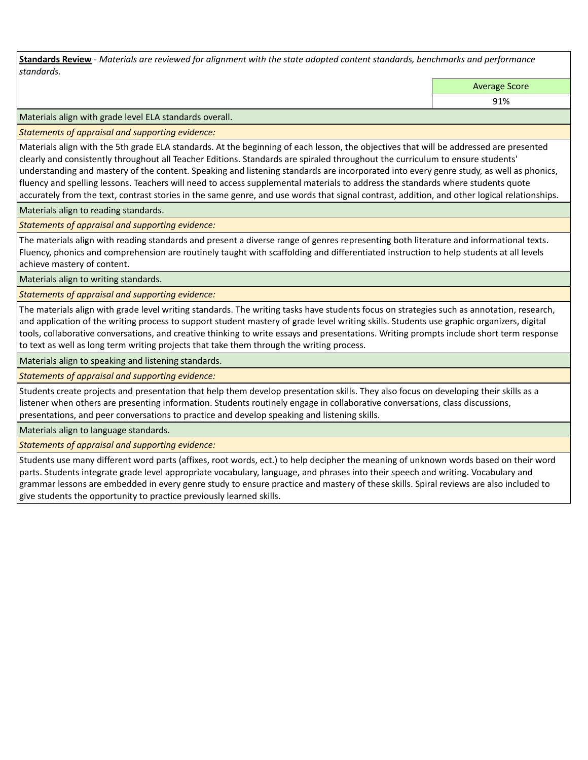**Standards Review** - *Materials are reviewed for alignment with the state adopted content standards, benchmarks and performance standards.*

| | Average Score |
|---|---|
| | 91% |

Materials align with grade level ELA standards overall.

*Statements of appraisal and supporting evidence:*

Materials align with the 5th grade ELA standards. At the beginning of each lesson, the objectives that will be addressed are presented clearly and consistently throughout all Teacher Editions. Standards are spiraled throughout the curriculum to ensure students' understanding and mastery of the content. Speaking and listening standards are incorporated into every genre study, as well as phonics, fluency and spelling lessons. Teachers will need to access supplemental materials to address the standards where students quote accurately from the text, contrast stories in the same genre, and use words that signal contrast, addition, and other logical relationships.

Materials align to reading standards.

*Statements of appraisal and supporting evidence:*

The materials align with reading standards and present a diverse range of genres representing both literature and informational texts. Fluency, phonics and comprehension are routinely taught with scaffolding and differentiated instruction to help students at all levels achieve mastery of content.

Materials align to writing standards.

*Statements of appraisal and supporting evidence:*

The materials align with grade level writing standards. The writing tasks have students focus on strategies such as annotation, research, and application of the writing process to support student mastery of grade level writing skills. Students use graphic organizers, digital tools, collaborative conversations, and creative thinking to write essays and presentations. Writing prompts include short term response to text as well as long term writing projects that take them through the writing process.

Materials align to speaking and listening standards.

*Statements of appraisal and supporting evidence:*

Students create projects and presentation that help them develop presentation skills. They also focus on developing their skills as a listener when others are presenting information. Students routinely engage in collaborative conversations, class discussions, presentations, and peer conversations to practice and develop speaking and listening skills.

Materials align to language standards.

*Statements of appraisal and supporting evidence:*

Students use many different word parts (affixes, root words, ect.) to help decipher the meaning of unknown words based on their word parts. Students integrate grade level appropriate vocabulary, language, and phrases into their speech and writing. Vocabulary and grammar lessons are embedded in every genre study to ensure practice and mastery of these skills. Spiral reviews are also included to give students the opportunity to practice previously learned skills.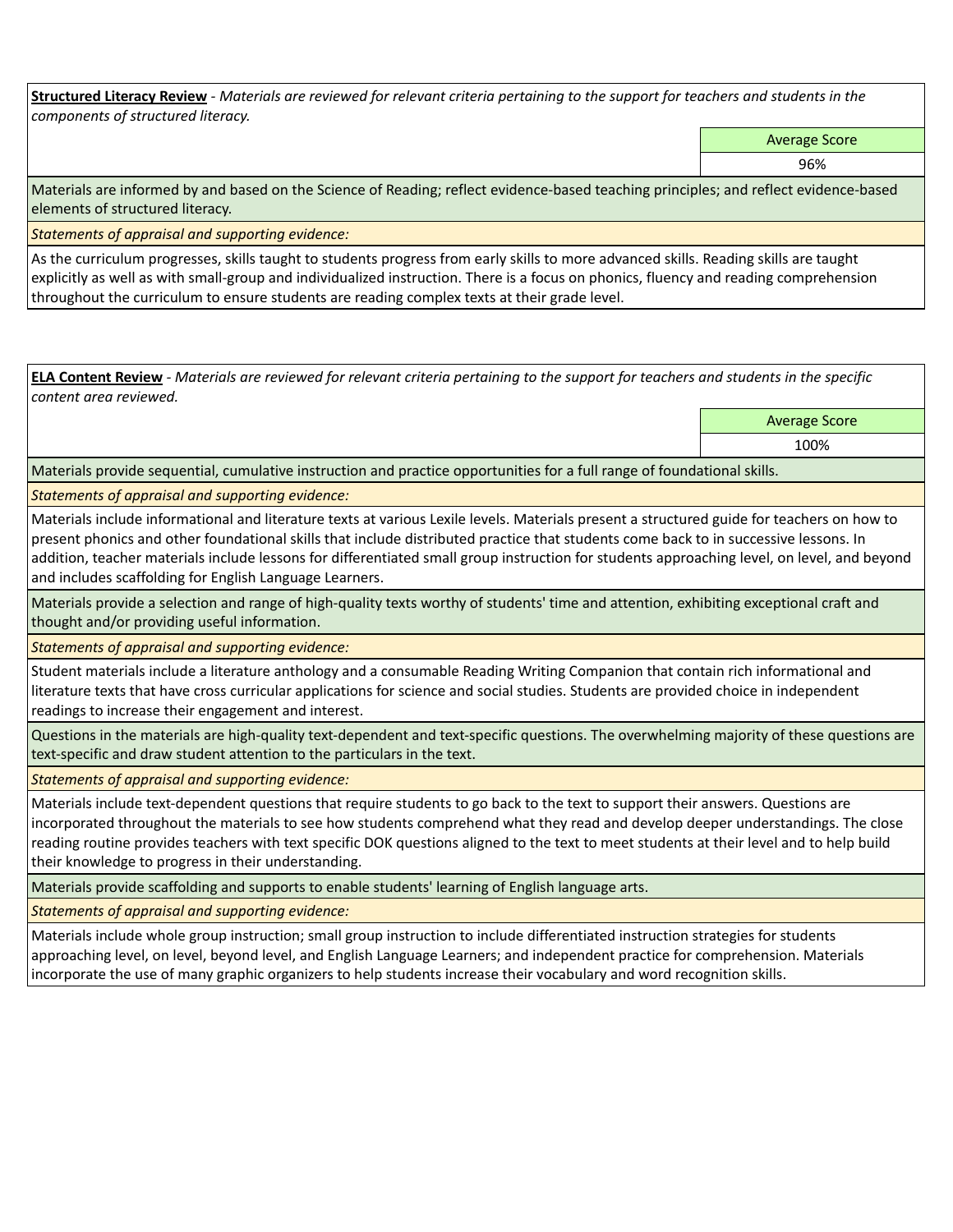**Structured Literacy Review** - *Materials are reviewed for relevant criteria pertaining to the support for teachers and students in the components of structured literacy.*

| Average Score |
| --- |
| 96% |

Materials are informed by and based on the Science of Reading; reflect evidence-based teaching principles; and reflect evidence-based elements of structured literacy.

*Statements of appraisal and supporting evidence:*

As the curriculum progresses, skills taught to students progress from early skills to more advanced skills. Reading skills are taught explicitly as well as with small-group and individualized instruction. There is a focus on phonics, fluency and reading comprehension throughout the curriculum to ensure students are reading complex texts at their grade level.

**ELA Content Review** - *Materials are reviewed for relevant criteria pertaining to the support for teachers and students in the specific content area reviewed.*

| Average Score |
| --- |
| 100% |

Materials provide sequential, cumulative instruction and practice opportunities for a full range of foundational skills.

*Statements of appraisal and supporting evidence:*

Materials include informational and literature texts at various Lexile levels. Materials present a structured guide for teachers on how to present phonics and other foundational skills that include distributed practice that students come back to in successive lessons. In addition, teacher materials include lessons for differentiated small group instruction for students approaching level, on level, and beyond and includes scaffolding for English Language Learners.

Materials provide a selection and range of high-quality texts worthy of students' time and attention, exhibiting exceptional craft and thought and/or providing useful information.

*Statements of appraisal and supporting evidence:*

Student materials include a literature anthology and a consumable Reading Writing Companion that contain rich informational and literature texts that have cross curricular applications for science and social studies. Students are provided choice in independent readings to increase their engagement and interest.

Questions in the materials are high-quality text-dependent and text-specific questions. The overwhelming majority of these questions are text-specific and draw student attention to the particulars in the text.

*Statements of appraisal and supporting evidence:*

Materials include text-dependent questions that require students to go back to the text to support their answers. Questions are incorporated throughout the materials to see how students comprehend what they read and develop deeper understandings. The close reading routine provides teachers with text specific DOK questions aligned to the text to meet students at their level and to help build their knowledge to progress in their understanding.

Materials provide scaffolding and supports to enable students' learning of English language arts.

*Statements of appraisal and supporting evidence:*

Materials include whole group instruction; small group instruction to include differentiated instruction strategies for students approaching level, on level, beyond level, and English Language Learners; and independent practice for comprehension. Materials incorporate the use of many graphic organizers to help students increase their vocabulary and word recognition skills.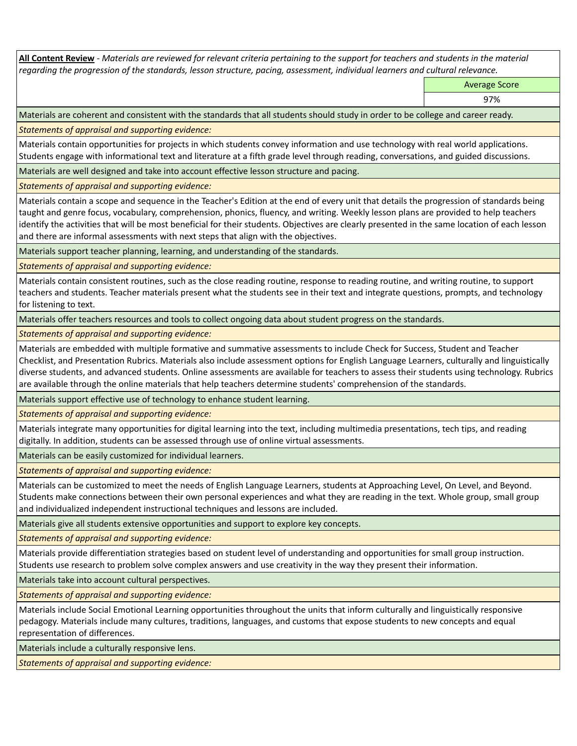**All Content Review** - *Materials are reviewed for relevant criteria pertaining to the support for teachers and students in the material regarding the progression of the standards, lesson structure, pacing, assessment, individual learners and cultural relevance.*

| | Average Score |
|---|---|
| | 97% |

Materials are coherent and consistent with the standards that all students should study in order to be college and career ready.

*Statements of appraisal and supporting evidence:*

Materials contain opportunities for projects in which students convey information and use technology with real world applications. Students engage with informational text and literature at a fifth grade level through reading, conversations, and guided discussions.

Materials are well designed and take into account effective lesson structure and pacing.

*Statements of appraisal and supporting evidence:*

Materials contain a scope and sequence in the Teacher's Edition at the end of every unit that details the progression of standards being taught and genre focus, vocabulary, comprehension, phonics, fluency, and writing. Weekly lesson plans are provided to help teachers identify the activities that will be most beneficial for their students. Objectives are clearly presented in the same location of each lesson and there are informal assessments with next steps that align with the objectives.

Materials support teacher planning, learning, and understanding of the standards.

*Statements of appraisal and supporting evidence:*

Materials contain consistent routines, such as the close reading routine, response to reading routine, and writing routine, to support teachers and students. Teacher materials present what the students see in their text and integrate questions, prompts, and technology for listening to text.

Materials offer teachers resources and tools to collect ongoing data about student progress on the standards.

*Statements of appraisal and supporting evidence:*

Materials are embedded with multiple formative and summative assessments to include Check for Success, Student and Teacher Checklist, and Presentation Rubrics. Materials also include assessment options for English Language Learners, culturally and linguistically diverse students, and advanced students. Online assessments are available for teachers to assess their students using technology. Rubrics are available through the online materials that help teachers determine students' comprehension of the standards.

Materials support effective use of technology to enhance student learning.

*Statements of appraisal and supporting evidence:*

Materials integrate many opportunities for digital learning into the text, including multimedia presentations, tech tips, and reading digitally. In addition, students can be assessed through use of online virtual assessments.

Materials can be easily customized for individual learners.

*Statements of appraisal and supporting evidence:*

Materials can be customized to meet the needs of English Language Learners, students at Approaching Level, On Level, and Beyond. Students make connections between their own personal experiences and what they are reading in the text. Whole group, small group and individualized independent instructional techniques and lessons are included.

Materials give all students extensive opportunities and support to explore key concepts.

*Statements of appraisal and supporting evidence:*

Materials provide differentiation strategies based on student level of understanding and opportunities for small group instruction. Students use research to problem solve complex answers and use creativity in the way they present their information.

Materials take into account cultural perspectives.

*Statements of appraisal and supporting evidence:*

Materials include Social Emotional Learning opportunities throughout the units that inform culturally and linguistically responsive pedagogy. Materials include many cultures, traditions, languages, and customs that expose students to new concepts and equal representation of differences.

Materials include a culturally responsive lens.

*Statements of appraisal and supporting evidence:*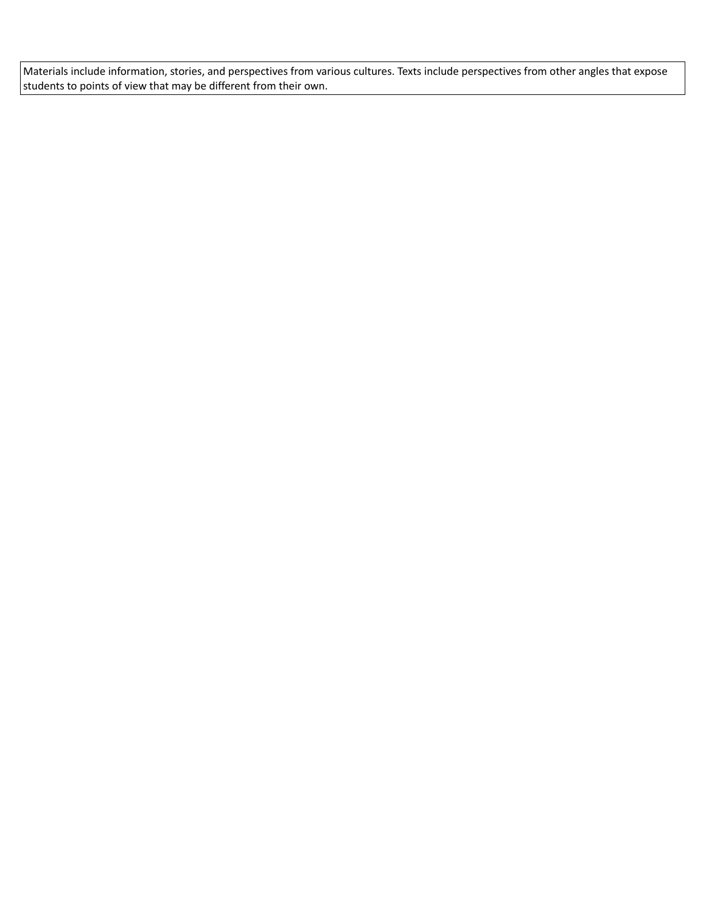| Materials include information, stories, and perspectives from various cultures. Texts include perspectives from other angles that expose students to points of view that may be different from their own. |
| --- |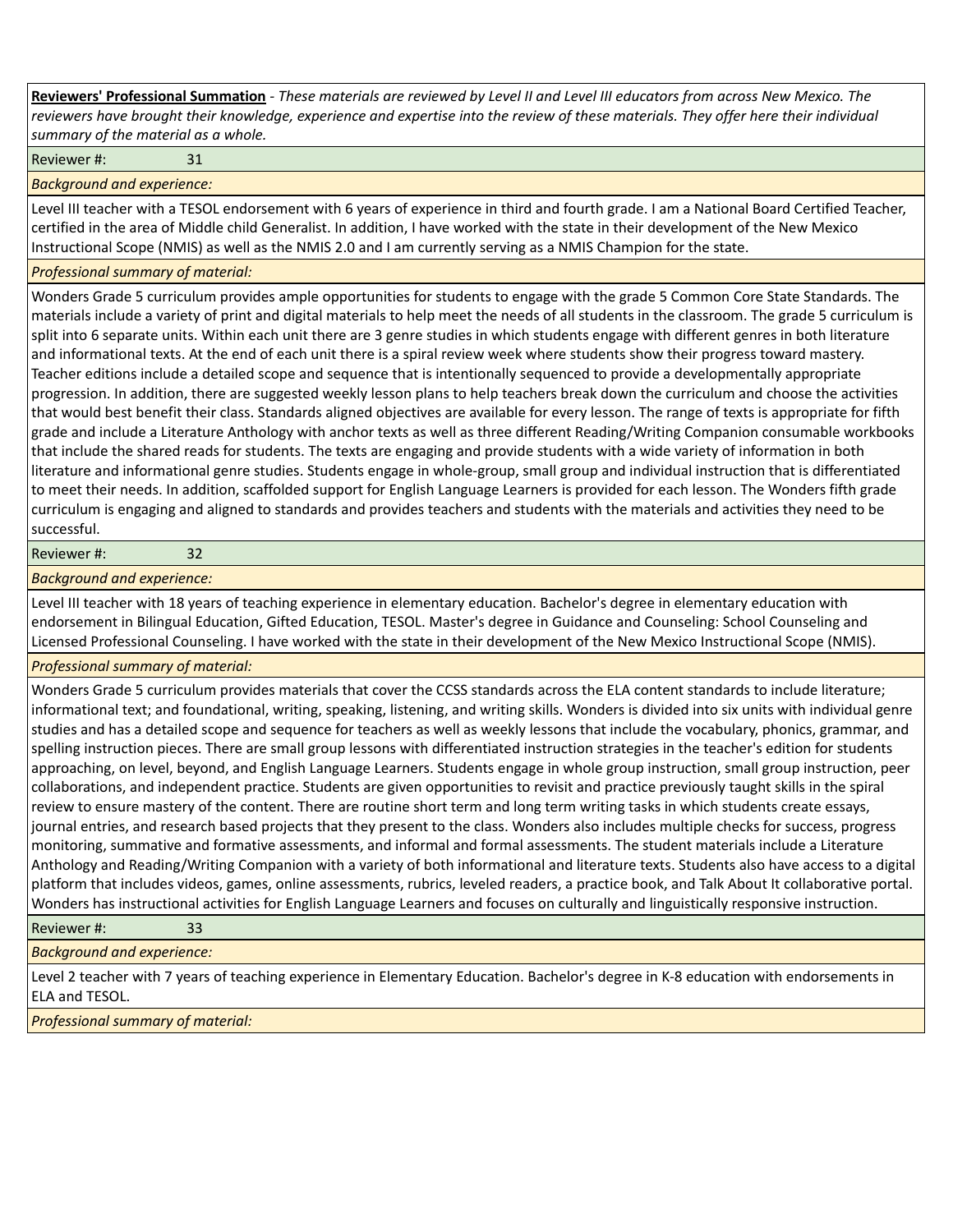**Reviewers' Professional Summation** - *These materials are reviewed by Level II and Level III educators from across New Mexico. The reviewers have brought their knowledge, experience and expertise into the review of these materials. They offer here their individual summary of the material as a whole.*

Reviewer #: 31

*Background and experience:*

Level III teacher with a TESOL endorsement with 6 years of experience in third and fourth grade. I am a National Board Certified Teacher, certified in the area of Middle child Generalist. In addition, I have worked with the state in their development of the New Mexico Instructional Scope (NMIS) as well as the NMIS 2.0 and I am currently serving as a NMIS Champion for the state.

*Professional summary of material:*

Wonders Grade 5 curriculum provides ample opportunities for students to engage with the grade 5 Common Core State Standards. The materials include a variety of print and digital materials to help meet the needs of all students in the classroom. The grade 5 curriculum is split into 6 separate units. Within each unit there are 3 genre studies in which students engage with different genres in both literature and informational texts. At the end of each unit there is a spiral review week where students show their progress toward mastery. Teacher editions include a detailed scope and sequence that is intentionally sequenced to provide a developmentally appropriate progression. In addition, there are suggested weekly lesson plans to help teachers break down the curriculum and choose the activities that would best benefit their class. Standards aligned objectives are available for every lesson. The range of texts is appropriate for fifth grade and include a Literature Anthology with anchor texts as well as three different Reading/Writing Companion consumable workbooks that include the shared reads for students. The texts are engaging and provide students with a wide variety of information in both literature and informational genre studies. Students engage in whole-group, small group and individual instruction that is differentiated to meet their needs. In addition, scaffolded support for English Language Learners is provided for each lesson. The Wonders fifth grade curriculum is engaging and aligned to standards and provides teachers and students with the materials and activities they need to be successful.

Reviewer #: 32

*Background and experience:*

Level III teacher with 18 years of teaching experience in elementary education. Bachelor's degree in elementary education with endorsement in Bilingual Education, Gifted Education, TESOL. Master's degree in Guidance and Counseling: School Counseling and Licensed Professional Counseling. I have worked with the state in their development of the New Mexico Instructional Scope (NMIS).

*Professional summary of material:*

Wonders Grade 5 curriculum provides materials that cover the CCSS standards across the ELA content standards to include literature; informational text; and foundational, writing, speaking, listening, and writing skills. Wonders is divided into six units with individual genre studies and has a detailed scope and sequence for teachers as well as weekly lessons that include the vocabulary, phonics, grammar, and spelling instruction pieces. There are small group lessons with differentiated instruction strategies in the teacher's edition for students approaching, on level, beyond, and English Language Learners. Students engage in whole group instruction, small group instruction, peer collaborations, and independent practice. Students are given opportunities to revisit and practice previously taught skills in the spiral review to ensure mastery of the content. There are routine short term and long term writing tasks in which students create essays, journal entries, and research based projects that they present to the class. Wonders also includes multiple checks for success, progress monitoring, summative and formative assessments, and informal and formal assessments. The student materials include a Literature Anthology and Reading/Writing Companion with a variety of both informational and literature texts. Students also have access to a digital platform that includes videos, games, online assessments, rubrics, leveled readers, a practice book, and Talk About It collaborative portal. Wonders has instructional activities for English Language Learners and focuses on culturally and linguistically responsive instruction.

Reviewer #: 33

*Background and experience:*

Level 2 teacher with 7 years of teaching experience in Elementary Education. Bachelor's degree in K-8 education with endorsements in ELA and TESOL.

*Professional summary of material:*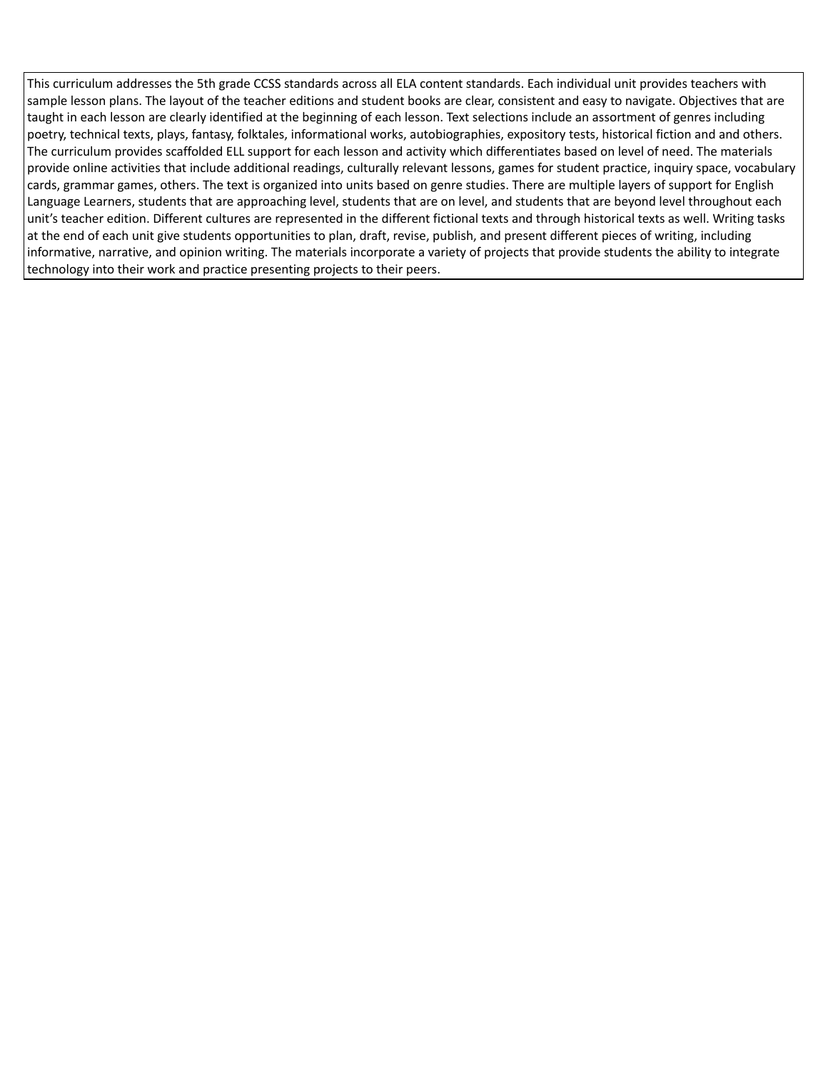This curriculum addresses the 5th grade CCSS standards across all ELA content standards. Each individual unit provides teachers with sample lesson plans. The layout of the teacher editions and student books are clear, consistent and easy to navigate. Objectives that are taught in each lesson are clearly identified at the beginning of each lesson. Text selections include an assortment of genres including poetry, technical texts, plays, fantasy, folktales, informational works, autobiographies, expository tests, historical fiction and and others. The curriculum provides scaffolded ELL support for each lesson and activity which differentiates based on level of need. The materials provide online activities that include additional readings, culturally relevant lessons, games for student practice, inquiry space, vocabulary cards, grammar games, others. The text is organized into units based on genre studies. There are multiple layers of support for English Language Learners, students that are approaching level, students that are on level, and students that are beyond level throughout each unit's teacher edition. Different cultures are represented in the different fictional texts and through historical texts as well. Writing tasks at the end of each unit give students opportunities to plan, draft, revise, publish, and present different pieces of writing, including informative, narrative, and opinion writing. The materials incorporate a variety of projects that provide students the ability to integrate technology into their work and practice presenting projects to their peers.